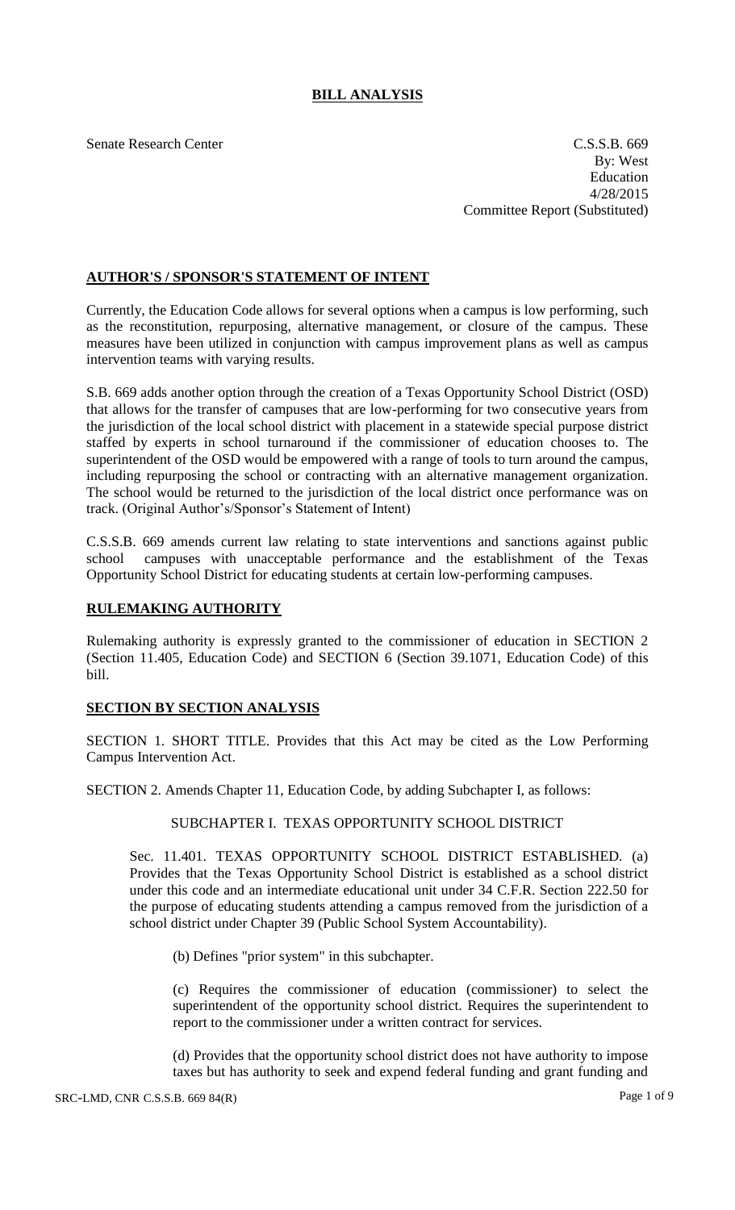# BILL ANALYSIS

Senate Research Center

C.S.S.B. 669
By: West
Education
4/28/2015
Committee Report (Substituted)

## AUTHOR'S / SPONSOR'S STATEMENT OF INTENT

Currently, the Education Code allows for several options when a campus is low performing, such as the reconstitution, repurposing, alternative management, or closure of the campus. These measures have been utilized in conjunction with campus improvement plans as well as campus intervention teams with varying results.

S.B. 669 adds another option through the creation of a Texas Opportunity School District (OSD) that allows for the transfer of campuses that are low-performing for two consecutive years from the jurisdiction of the local school district with placement in a statewide special purpose district staffed by experts in school turnaround if the commissioner of education chooses to. The superintendent of the OSD would be empowered with a range of tools to turn around the campus, including repurposing the school or contracting with an alternative management organization. The school would be returned to the jurisdiction of the local district once performance was on track. (Original Author's/Sponsor's Statement of Intent)

C.S.S.B. 669 amends current law relating to state interventions and sanctions against public school campuses with unacceptable performance and the establishment of the Texas Opportunity School District for educating students at certain low-performing campuses.

## RULEMAKING AUTHORITY

Rulemaking authority is expressly granted to the commissioner of education in SECTION 2 (Section 11.405, Education Code) and SECTION 6 (Section 39.1071, Education Code) of this bill.

## SECTION BY SECTION ANALYSIS

SECTION 1. SHORT TITLE. Provides that this Act may be cited as the Low Performing Campus Intervention Act.

SECTION 2. Amends Chapter 11, Education Code, by adding Subchapter I, as follows:

SUBCHAPTER I. TEXAS OPPORTUNITY SCHOOL DISTRICT

Sec. 11.401. TEXAS OPPORTUNITY SCHOOL DISTRICT ESTABLISHED. (a) Provides that the Texas Opportunity School District is established as a school district under this code and an intermediate educational unit under 34 C.F.R. Section 222.50 for the purpose of educating students attending a campus removed from the jurisdiction of a school district under Chapter 39 (Public School System Accountability).

(b) Defines "prior system" in this subchapter.

(c) Requires the commissioner of education (commissioner) to select the superintendent of the opportunity school district. Requires the superintendent to report to the commissioner under a written contract for services.

(d) Provides that the opportunity school district does not have authority to impose taxes but has authority to seek and expend federal funding and grant funding and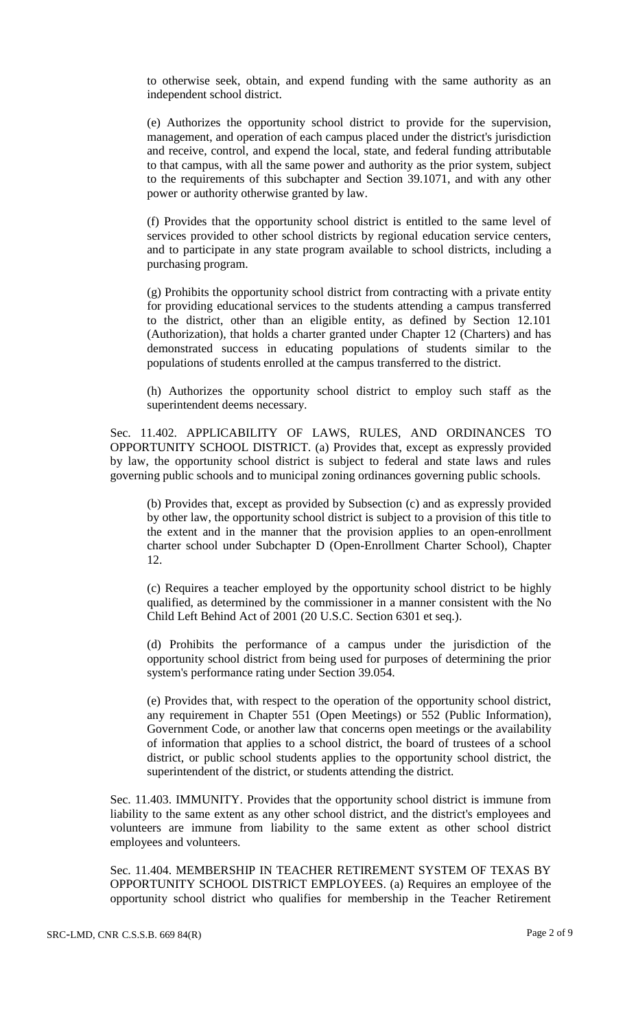to otherwise seek, obtain, and expend funding with the same authority as an independent school district.

(e) Authorizes the opportunity school district to provide for the supervision, management, and operation of each campus placed under the district's jurisdiction and receive, control, and expend the local, state, and federal funding attributable to that campus, with all the same power and authority as the prior system, subject to the requirements of this subchapter and Section 39.1071, and with any other power or authority otherwise granted by law.

(f) Provides that the opportunity school district is entitled to the same level of services provided to other school districts by regional education service centers, and to participate in any state program available to school districts, including a purchasing program.

(g) Prohibits the opportunity school district from contracting with a private entity for providing educational services to the students attending a campus transferred to the district, other than an eligible entity, as defined by Section 12.101 (Authorization), that holds a charter granted under Chapter 12 (Charters) and has demonstrated success in educating populations of students similar to the populations of students enrolled at the campus transferred to the district.

(h) Authorizes the opportunity school district to employ such staff as the superintendent deems necessary.

Sec. 11.402. APPLICABILITY OF LAWS, RULES, AND ORDINANCES TO OPPORTUNITY SCHOOL DISTRICT. (a) Provides that, except as expressly provided by law, the opportunity school district is subject to federal and state laws and rules governing public schools and to municipal zoning ordinances governing public schools.

(b) Provides that, except as provided by Subsection (c) and as expressly provided by other law, the opportunity school district is subject to a provision of this title to the extent and in the manner that the provision applies to an open-enrollment charter school under Subchapter D (Open-Enrollment Charter School), Chapter 12.

(c) Requires a teacher employed by the opportunity school district to be highly qualified, as determined by the commissioner in a manner consistent with the No Child Left Behind Act of 2001 (20 U.S.C. Section 6301 et seq.).

(d) Prohibits the performance of a campus under the jurisdiction of the opportunity school district from being used for purposes of determining the prior system's performance rating under Section 39.054.

(e) Provides that, with respect to the operation of the opportunity school district, any requirement in Chapter 551 (Open Meetings) or 552 (Public Information), Government Code, or another law that concerns open meetings or the availability of information that applies to a school district, the board of trustees of a school district, or public school students applies to the opportunity school district, the superintendent of the district, or students attending the district.

Sec. 11.403. IMMUNITY. Provides that the opportunity school district is immune from liability to the same extent as any other school district, and the district's employees and volunteers are immune from liability to the same extent as other school district employees and volunteers.

Sec. 11.404. MEMBERSHIP IN TEACHER RETIREMENT SYSTEM OF TEXAS BY OPPORTUNITY SCHOOL DISTRICT EMPLOYEES. (a) Requires an employee of the opportunity school district who qualifies for membership in the Teacher Retirement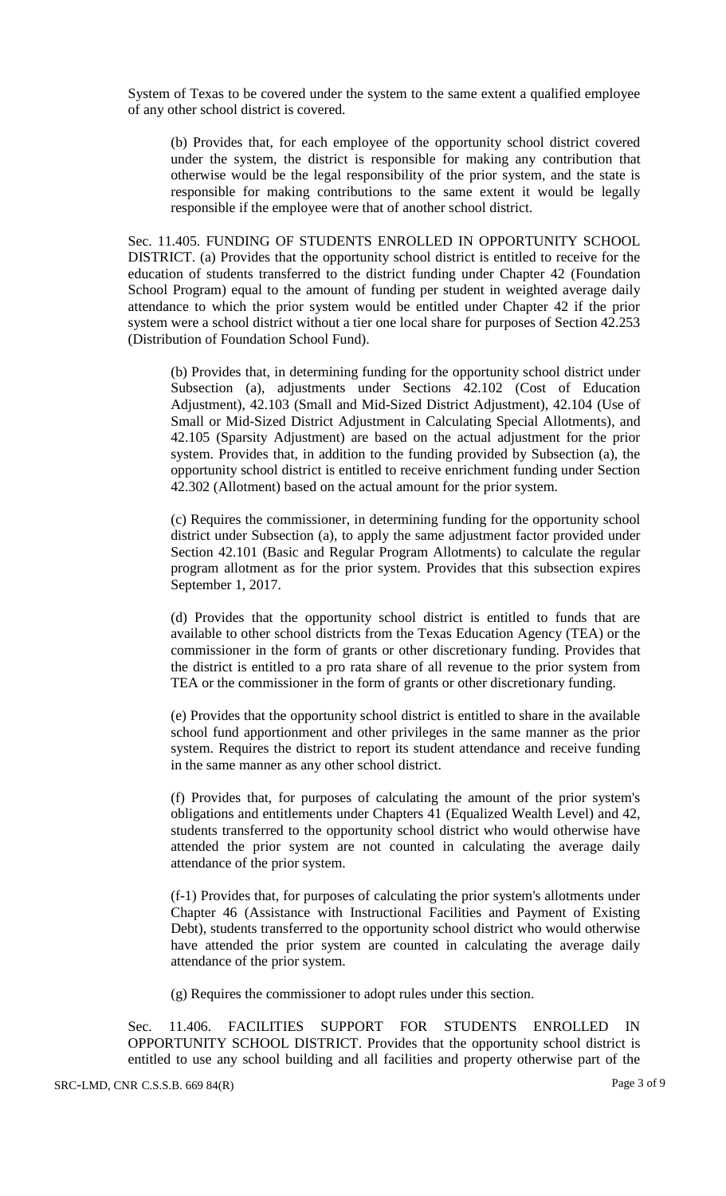System of Texas to be covered under the system to the same extent a qualified employee of any other school district is covered.

(b) Provides that, for each employee of the opportunity school district covered under the system, the district is responsible for making any contribution that otherwise would be the legal responsibility of the prior system, and the state is responsible for making contributions to the same extent it would be legally responsible if the employee were that of another school district.

Sec. 11.405. FUNDING OF STUDENTS ENROLLED IN OPPORTUNITY SCHOOL DISTRICT. (a) Provides that the opportunity school district is entitled to receive for the education of students transferred to the district funding under Chapter 42 (Foundation School Program) equal to the amount of funding per student in weighted average daily attendance to which the prior system would be entitled under Chapter 42 if the prior system were a school district without a tier one local share for purposes of Section 42.253 (Distribution of Foundation School Fund).

(b) Provides that, in determining funding for the opportunity school district under Subsection (a), adjustments under Sections 42.102 (Cost of Education Adjustment), 42.103 (Small and Mid-Sized District Adjustment), 42.104 (Use of Small or Mid-Sized District Adjustment in Calculating Special Allotments), and 42.105 (Sparsity Adjustment) are based on the actual adjustment for the prior system. Provides that, in addition to the funding provided by Subsection (a), the opportunity school district is entitled to receive enrichment funding under Section 42.302 (Allotment) based on the actual amount for the prior system.

(c) Requires the commissioner, in determining funding for the opportunity school district under Subsection (a), to apply the same adjustment factor provided under Section 42.101 (Basic and Regular Program Allotments) to calculate the regular program allotment as for the prior system. Provides that this subsection expires September 1, 2017.

(d) Provides that the opportunity school district is entitled to funds that are available to other school districts from the Texas Education Agency (TEA) or the commissioner in the form of grants or other discretionary funding. Provides that the district is entitled to a pro rata share of all revenue to the prior system from TEA or the commissioner in the form of grants or other discretionary funding.

(e) Provides that the opportunity school district is entitled to share in the available school fund apportionment and other privileges in the same manner as the prior system. Requires the district to report its student attendance and receive funding in the same manner as any other school district.

(f) Provides that, for purposes of calculating the amount of the prior system's obligations and entitlements under Chapters 41 (Equalized Wealth Level) and 42, students transferred to the opportunity school district who would otherwise have attended the prior system are not counted in calculating the average daily attendance of the prior system.

(f-1) Provides that, for purposes of calculating the prior system's allotments under Chapter 46 (Assistance with Instructional Facilities and Payment of Existing Debt), students transferred to the opportunity school district who would otherwise have attended the prior system are counted in calculating the average daily attendance of the prior system.

(g) Requires the commissioner to adopt rules under this section.

Sec. 11.406. FACILITIES SUPPORT FOR STUDENTS ENROLLED IN OPPORTUNITY SCHOOL DISTRICT. Provides that the opportunity school district is entitled to use any school building and all facilities and property otherwise part of the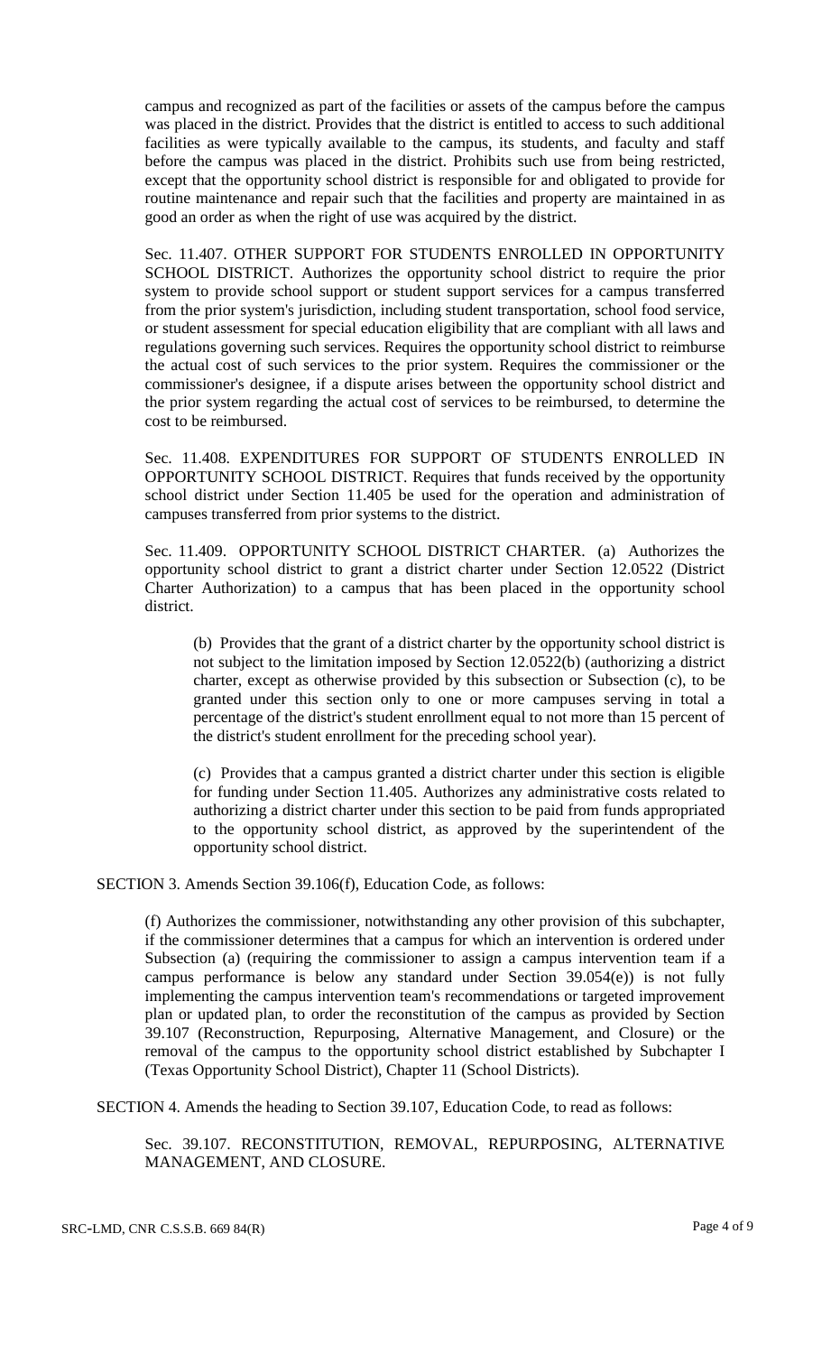campus and recognized as part of the facilities or assets of the campus before the campus was placed in the district. Provides that the district is entitled to access to such additional facilities as were typically available to the campus, its students, and faculty and staff before the campus was placed in the district. Prohibits such use from being restricted, except that the opportunity school district is responsible for and obligated to provide for routine maintenance and repair such that the facilities and property are maintained in as good an order as when the right of use was acquired by the district.

Sec. 11.407. OTHER SUPPORT FOR STUDENTS ENROLLED IN OPPORTUNITY SCHOOL DISTRICT. Authorizes the opportunity school district to require the prior system to provide school support or student support services for a campus transferred from the prior system's jurisdiction, including student transportation, school food service, or student assessment for special education eligibility that are compliant with all laws and regulations governing such services. Requires the opportunity school district to reimburse the actual cost of such services to the prior system. Requires the commissioner or the commissioner's designee, if a dispute arises between the opportunity school district and the prior system regarding the actual cost of services to be reimbursed, to determine the cost to be reimbursed.

Sec. 11.408. EXPENDITURES FOR SUPPORT OF STUDENTS ENROLLED IN OPPORTUNITY SCHOOL DISTRICT. Requires that funds received by the opportunity school district under Section 11.405 be used for the operation and administration of campuses transferred from prior systems to the district.

Sec. 11.409. OPPORTUNITY SCHOOL DISTRICT CHARTER. (a) Authorizes the opportunity school district to grant a district charter under Section 12.0522 (District Charter Authorization) to a campus that has been placed in the opportunity school district.

(b) Provides that the grant of a district charter by the opportunity school district is not subject to the limitation imposed by Section 12.0522(b) (authorizing a district charter, except as otherwise provided by this subsection or Subsection (c), to be granted under this section only to one or more campuses serving in total a percentage of the district's student enrollment equal to not more than 15 percent of the district's student enrollment for the preceding school year).

(c) Provides that a campus granted a district charter under this section is eligible for funding under Section 11.405. Authorizes any administrative costs related to authorizing a district charter under this section to be paid from funds appropriated to the opportunity school district, as approved by the superintendent of the opportunity school district.

SECTION 3. Amends Section 39.106(f), Education Code, as follows:

(f) Authorizes the commissioner, notwithstanding any other provision of this subchapter, if the commissioner determines that a campus for which an intervention is ordered under Subsection (a) (requiring the commissioner to assign a campus intervention team if a campus performance is below any standard under Section 39.054(e)) is not fully implementing the campus intervention team's recommendations or targeted improvement plan or updated plan, to order the reconstitution of the campus as provided by Section 39.107 (Reconstruction, Repurposing, Alternative Management, and Closure) or the removal of the campus to the opportunity school district established by Subchapter I (Texas Opportunity School District), Chapter 11 (School Districts).

SECTION 4. Amends the heading to Section 39.107, Education Code, to read as follows:

Sec. 39.107. RECONSTITUTION, REMOVAL, REPURPOSING, ALTERNATIVE MANAGEMENT, AND CLOSURE.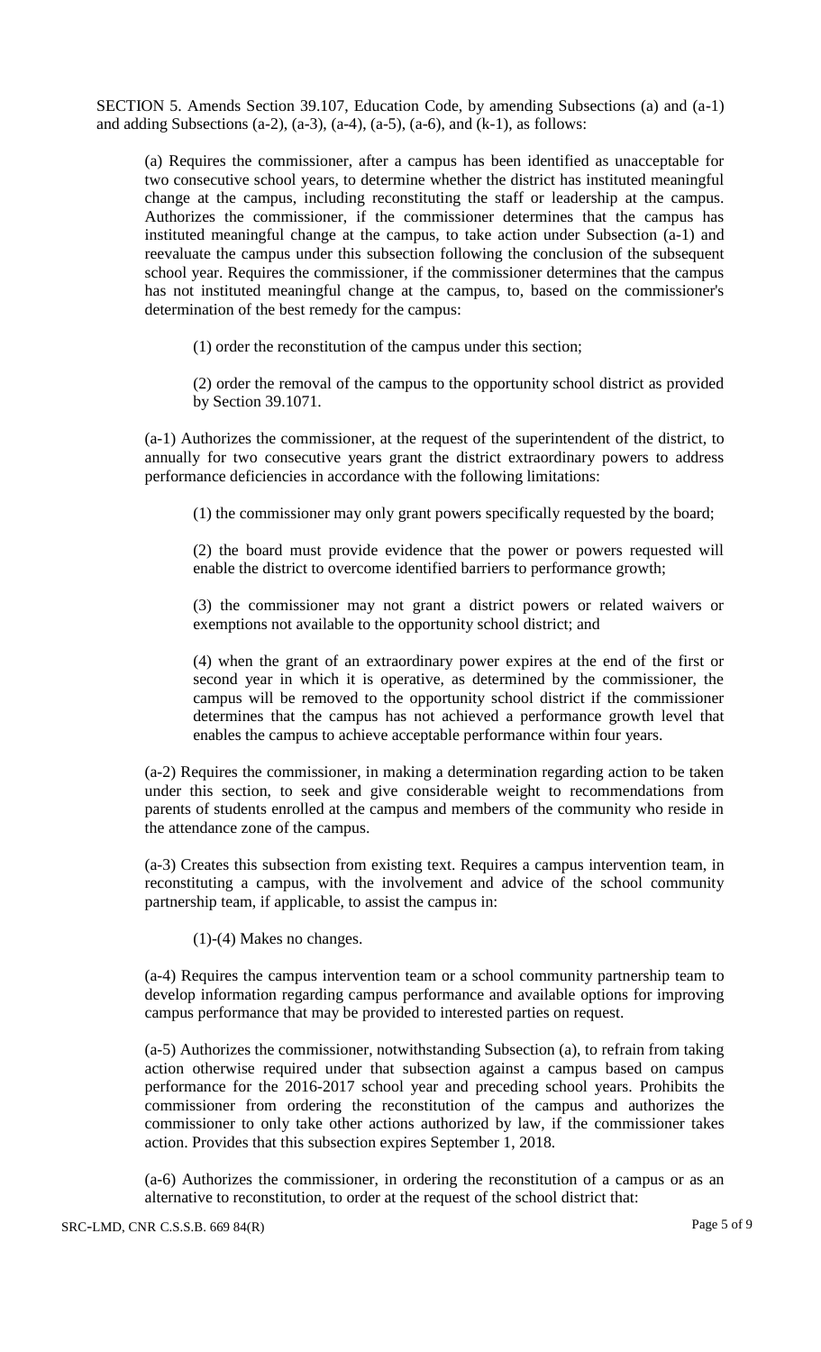SECTION 5. Amends Section 39.107, Education Code, by amending Subsections (a) and (a-1) and adding Subsections (a-2), (a-3), (a-4), (a-5), (a-6), and (k-1), as follows:

(a) Requires the commissioner, after a campus has been identified as unacceptable for two consecutive school years, to determine whether the district has instituted meaningful change at the campus, including reconstituting the staff or leadership at the campus. Authorizes the commissioner, if the commissioner determines that the campus has instituted meaningful change at the campus, to take action under Subsection (a-1) and reevaluate the campus under this subsection following the conclusion of the subsequent school year. Requires the commissioner, if the commissioner determines that the campus has not instituted meaningful change at the campus, to, based on the commissioner's determination of the best remedy for the campus:

(1) order the reconstitution of the campus under this section;

(2) order the removal of the campus to the opportunity school district as provided by Section 39.1071.

(a-1) Authorizes the commissioner, at the request of the superintendent of the district, to annually for two consecutive years grant the district extraordinary powers to address performance deficiencies in accordance with the following limitations:

(1) the commissioner may only grant powers specifically requested by the board;

(2) the board must provide evidence that the power or powers requested will enable the district to overcome identified barriers to performance growth;

(3) the commissioner may not grant a district powers or related waivers or exemptions not available to the opportunity school district; and

(4) when the grant of an extraordinary power expires at the end of the first or second year in which it is operative, as determined by the commissioner, the campus will be removed to the opportunity school district if the commissioner determines that the campus has not achieved a performance growth level that enables the campus to achieve acceptable performance within four years.

(a-2) Requires the commissioner, in making a determination regarding action to be taken under this section, to seek and give considerable weight to recommendations from parents of students enrolled at the campus and members of the community who reside in the attendance zone of the campus.

(a-3) Creates this subsection from existing text. Requires a campus intervention team, in reconstituting a campus, with the involvement and advice of the school community partnership team, if applicable, to assist the campus in:

(1)-(4) Makes no changes.

(a-4) Requires the campus intervention team or a school community partnership team to develop information regarding campus performance and available options for improving campus performance that may be provided to interested parties on request.

(a-5) Authorizes the commissioner, notwithstanding Subsection (a), to refrain from taking action otherwise required under that subsection against a campus based on campus performance for the 2016-2017 school year and preceding school years. Prohibits the commissioner from ordering the reconstitution of the campus and authorizes the commissioner to only take other actions authorized by law, if the commissioner takes action. Provides that this subsection expires September 1, 2018.

(a-6) Authorizes the commissioner, in ordering the reconstitution of a campus or as an alternative to reconstitution, to order at the request of the school district that: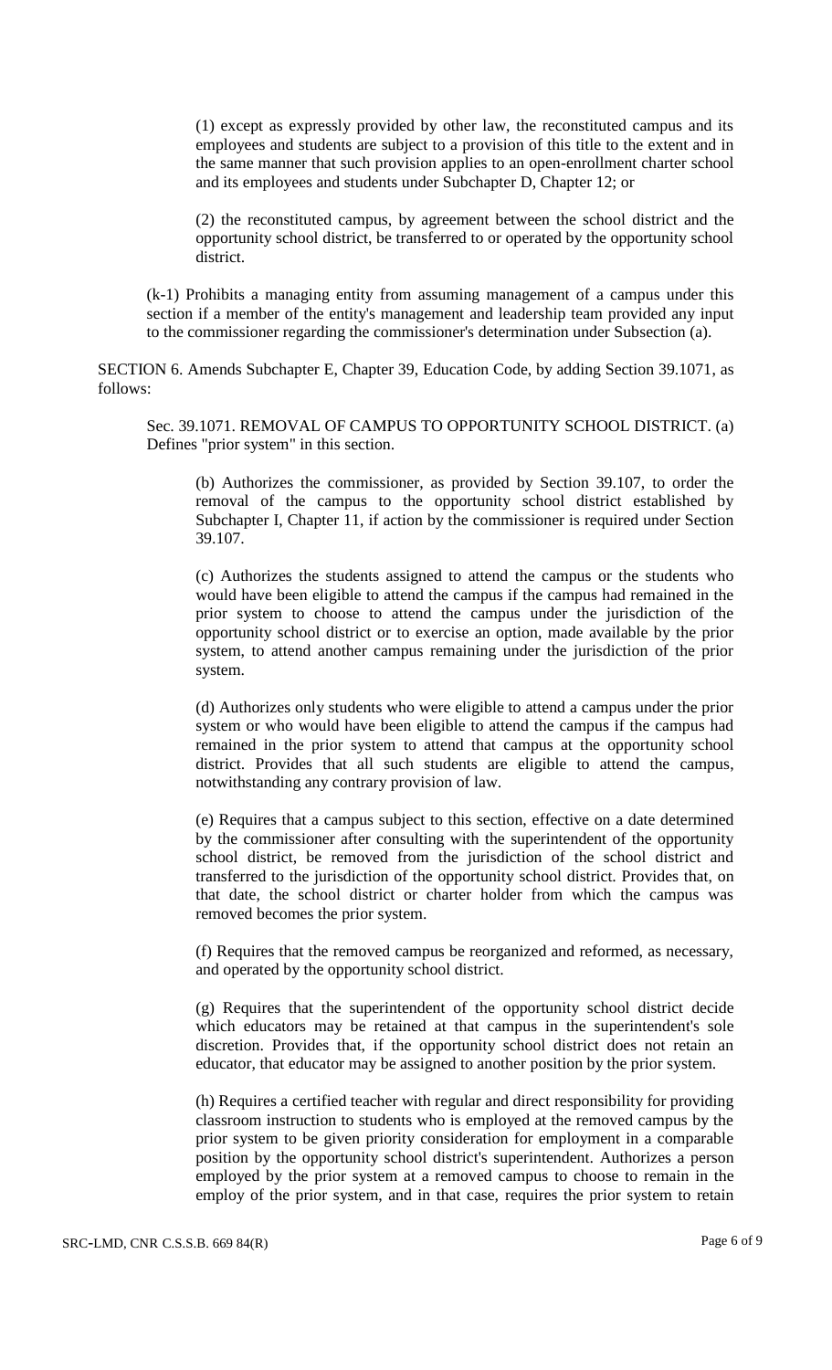(1) except as expressly provided by other law, the reconstituted campus and its employees and students are subject to a provision of this title to the extent and in the same manner that such provision applies to an open-enrollment charter school and its employees and students under Subchapter D, Chapter 12; or

(2) the reconstituted campus, by agreement between the school district and the opportunity school district, be transferred to or operated by the opportunity school district.

(k-1) Prohibits a managing entity from assuming management of a campus under this section if a member of the entity's management and leadership team provided any input to the commissioner regarding the commissioner's determination under Subsection (a).

SECTION 6. Amends Subchapter E, Chapter 39, Education Code, by adding Section 39.1071, as follows:

Sec. 39.1071. REMOVAL OF CAMPUS TO OPPORTUNITY SCHOOL DISTRICT. (a) Defines "prior system" in this section.

(b) Authorizes the commissioner, as provided by Section 39.107, to order the removal of the campus to the opportunity school district established by Subchapter I, Chapter 11, if action by the commissioner is required under Section 39.107.

(c) Authorizes the students assigned to attend the campus or the students who would have been eligible to attend the campus if the campus had remained in the prior system to choose to attend the campus under the jurisdiction of the opportunity school district or to exercise an option, made available by the prior system, to attend another campus remaining under the jurisdiction of the prior system.

(d) Authorizes only students who were eligible to attend a campus under the prior system or who would have been eligible to attend the campus if the campus had remained in the prior system to attend that campus at the opportunity school district. Provides that all such students are eligible to attend the campus, notwithstanding any contrary provision of law.

(e) Requires that a campus subject to this section, effective on a date determined by the commissioner after consulting with the superintendent of the opportunity school district, be removed from the jurisdiction of the school district and transferred to the jurisdiction of the opportunity school district. Provides that, on that date, the school district or charter holder from which the campus was removed becomes the prior system.

(f) Requires that the removed campus be reorganized and reformed, as necessary, and operated by the opportunity school district.

(g) Requires that the superintendent of the opportunity school district decide which educators may be retained at that campus in the superintendent's sole discretion. Provides that, if the opportunity school district does not retain an educator, that educator may be assigned to another position by the prior system.

(h) Requires a certified teacher with regular and direct responsibility for providing classroom instruction to students who is employed at the removed campus by the prior system to be given priority consideration for employment in a comparable position by the opportunity school district's superintendent. Authorizes a person employed by the prior system at a removed campus to choose to remain in the employ of the prior system, and in that case, requires the prior system to retain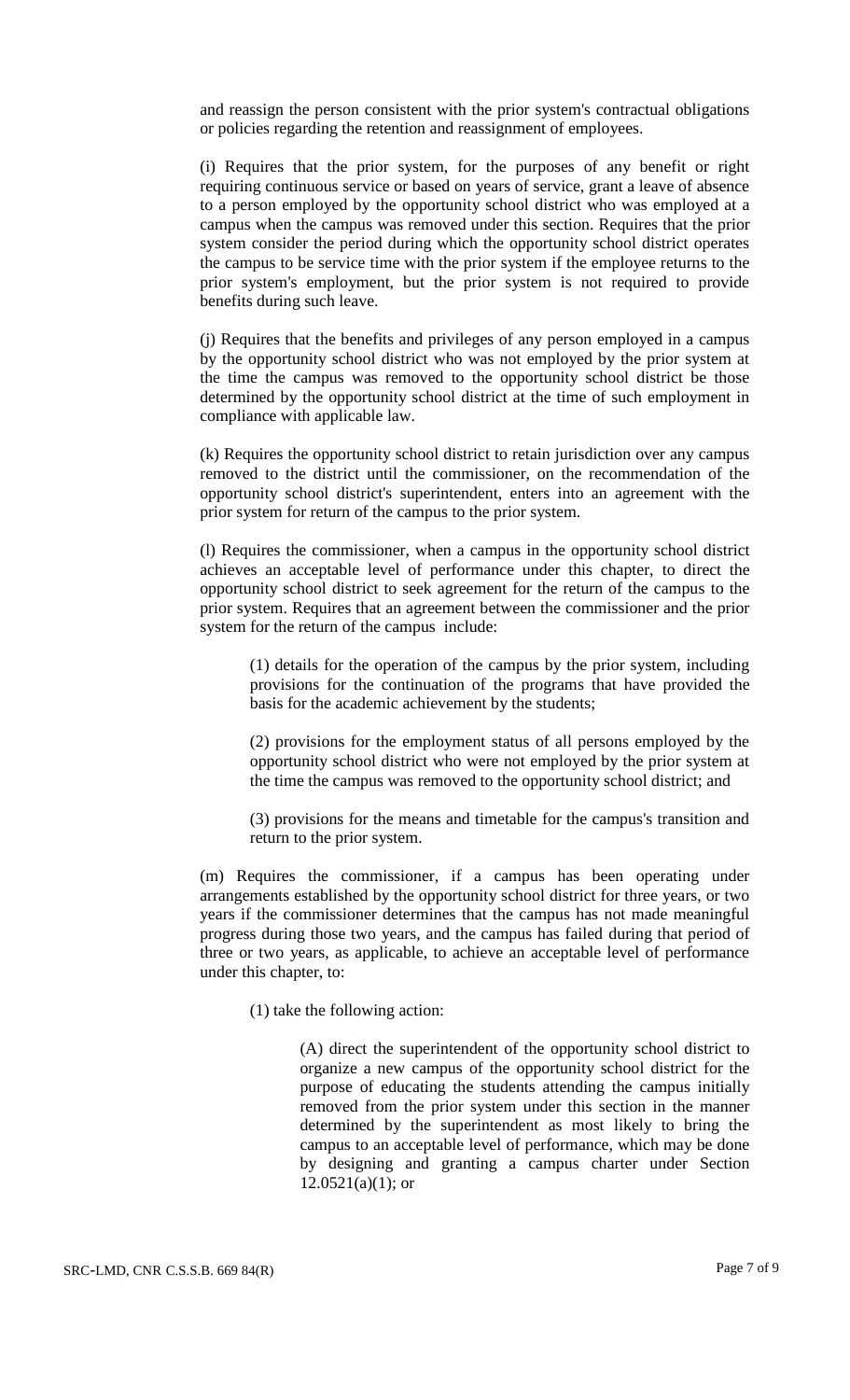and reassign the person consistent with the prior system's contractual obligations or policies regarding the retention and reassignment of employees.

(i) Requires that the prior system, for the purposes of any benefit or right requiring continuous service or based on years of service, grant a leave of absence to a person employed by the opportunity school district who was employed at a campus when the campus was removed under this section. Requires that the prior system consider the period during which the opportunity school district operates the campus to be service time with the prior system if the employee returns to the prior system's employment, but the prior system is not required to provide benefits during such leave.

(j) Requires that the benefits and privileges of any person employed in a campus by the opportunity school district who was not employed by the prior system at the time the campus was removed to the opportunity school district be those determined by the opportunity school district at the time of such employment in compliance with applicable law.

(k) Requires the opportunity school district to retain jurisdiction over any campus removed to the district until the commissioner, on the recommendation of the opportunity school district's superintendent, enters into an agreement with the prior system for return of the campus to the prior system.

(l) Requires the commissioner, when a campus in the opportunity school district achieves an acceptable level of performance under this chapter, to direct the opportunity school district to seek agreement for the return of the campus to the prior system. Requires that an agreement between the commissioner and the prior system for the return of the campus include:

(1) details for the operation of the campus by the prior system, including provisions for the continuation of the programs that have provided the basis for the academic achievement by the students;

(2) provisions for the employment status of all persons employed by the opportunity school district who were not employed by the prior system at the time the campus was removed to the opportunity school district; and

(3) provisions for the means and timetable for the campus's transition and return to the prior system.

(m) Requires the commissioner, if a campus has been operating under arrangements established by the opportunity school district for three years, or two years if the commissioner determines that the campus has not made meaningful progress during those two years, and the campus has failed during that period of three or two years, as applicable, to achieve an acceptable level of performance under this chapter, to:

(1) take the following action:

(A) direct the superintendent of the opportunity school district to organize a new campus of the opportunity school district for the purpose of educating the students attending the campus initially removed from the prior system under this section in the manner determined by the superintendent as most likely to bring the campus to an acceptable level of performance, which may be done by designing and granting a campus charter under Section 12.0521(a)(1); or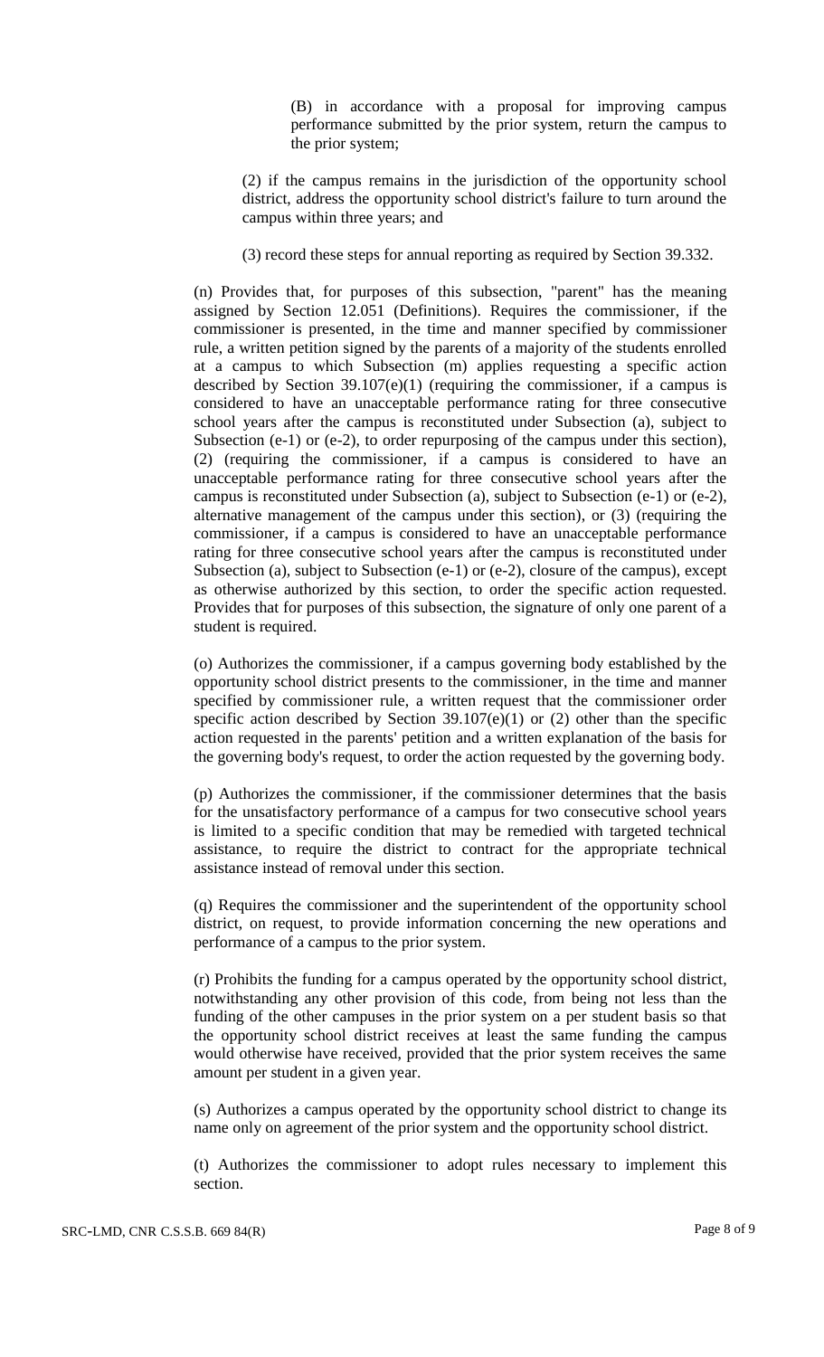(B) in accordance with a proposal for improving campus performance submitted by the prior system, return the campus to the prior system;

(2) if the campus remains in the jurisdiction of the opportunity school district, address the opportunity school district's failure to turn around the campus within three years; and

(3) record these steps for annual reporting as required by Section 39.332.

(n) Provides that, for purposes of this subsection, "parent" has the meaning assigned by Section 12.051 (Definitions). Requires the commissioner, if the commissioner is presented, in the time and manner specified by commissioner rule, a written petition signed by the parents of a majority of the students enrolled at a campus to which Subsection (m) applies requesting a specific action described by Section 39.107(e)(1) (requiring the commissioner, if a campus is considered to have an unacceptable performance rating for three consecutive school years after the campus is reconstituted under Subsection (a), subject to Subsection (e-1) or (e-2), to order repurposing of the campus under this section), (2) (requiring the commissioner, if a campus is considered to have an unacceptable performance rating for three consecutive school years after the campus is reconstituted under Subsection (a), subject to Subsection (e-1) or (e-2), alternative management of the campus under this section), or (3) (requiring the commissioner, if a campus is considered to have an unacceptable performance rating for three consecutive school years after the campus is reconstituted under Subsection (a), subject to Subsection (e-1) or (e-2), closure of the campus), except as otherwise authorized by this section, to order the specific action requested. Provides that for purposes of this subsection, the signature of only one parent of a student is required.

(o) Authorizes the commissioner, if a campus governing body established by the opportunity school district presents to the commissioner, in the time and manner specified by commissioner rule, a written request that the commissioner order specific action described by Section 39.107(e)(1) or (2) other than the specific action requested in the parents' petition and a written explanation of the basis for the governing body's request, to order the action requested by the governing body.

(p) Authorizes the commissioner, if the commissioner determines that the basis for the unsatisfactory performance of a campus for two consecutive school years is limited to a specific condition that may be remedied with targeted technical assistance, to require the district to contract for the appropriate technical assistance instead of removal under this section.

(q) Requires the commissioner and the superintendent of the opportunity school district, on request, to provide information concerning the new operations and performance of a campus to the prior system.

(r) Prohibits the funding for a campus operated by the opportunity school district, notwithstanding any other provision of this code, from being not less than the funding of the other campuses in the prior system on a per student basis so that the opportunity school district receives at least the same funding the campus would otherwise have received, provided that the prior system receives the same amount per student in a given year.

(s) Authorizes a campus operated by the opportunity school district to change its name only on agreement of the prior system and the opportunity school district.

(t) Authorizes the commissioner to adopt rules necessary to implement this section.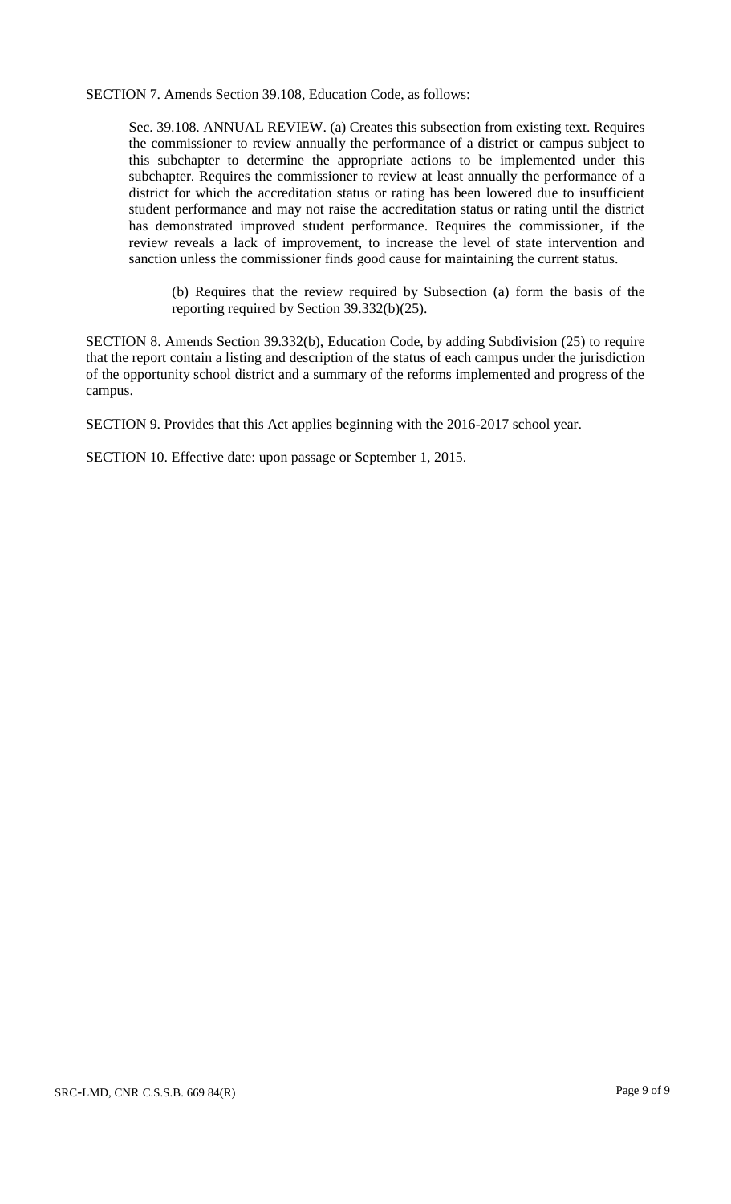SECTION 7. Amends Section 39.108, Education Code, as follows:

> Sec. 39.108. ANNUAL REVIEW. (a) Creates this subsection from existing text. Requires the commissioner to review annually the performance of a district or campus subject to this subchapter to determine the appropriate actions to be implemented under this subchapter. Requires the commissioner to review at least annually the performance of a district for which the accreditation status or rating has been lowered due to insufficient student performance and may not raise the accreditation status or rating until the district has demonstrated improved student performance. Requires the commissioner, if the review reveals a lack of improvement, to increase the level of state intervention and sanction unless the commissioner finds good cause for maintaining the current status.
>
> > (b) Requires that the review required by Subsection (a) form the basis of the reporting required by Section 39.332(b)(25).

SECTION 8. Amends Section 39.332(b), Education Code, by adding Subdivision (25) to require that the report contain a listing and description of the status of each campus under the jurisdiction of the opportunity school district and a summary of the reforms implemented and progress of the campus.

SECTION 9. Provides that this Act applies beginning with the 2016-2017 school year.

SECTION 10. Effective date: upon passage or September 1, 2015.